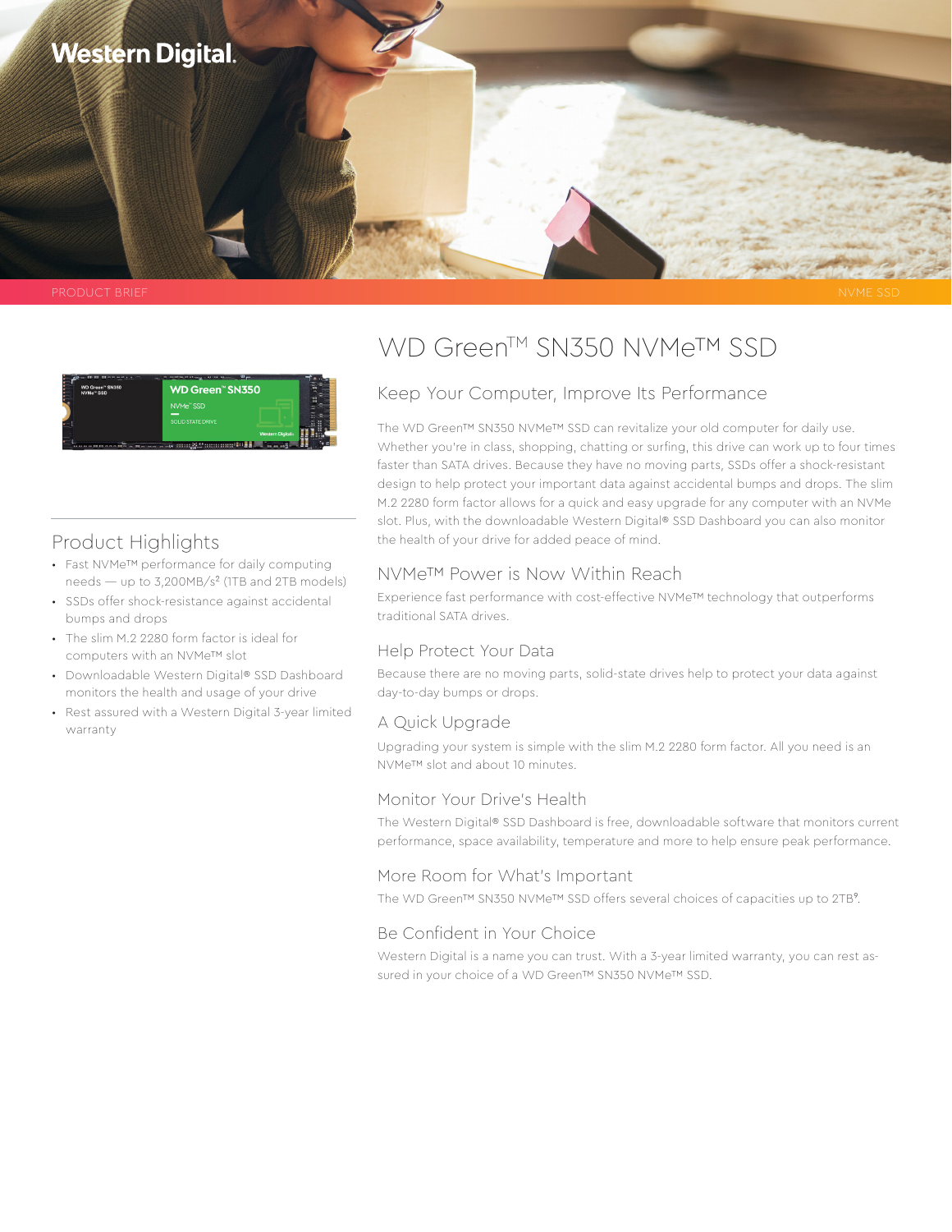Western Digital.

PRODUCT BRIEF

NVME SSD

# WD Green™ SN350 NVMe™ SSD

## Product Highlights

- Fast NVMe™ performance for daily computing needs — up to 3,200MB/s[2] (1TB and 2TB models)
- SSDs offer shock-resistance against accidental bumps and drops
- The slim M.2 2280 form factor is ideal for computers with an NVMe™ slot
- Downloadable Western Digital® SSD Dashboard monitors the health and usage of your drive
- Rest assured with a Western Digital 3-year limited warranty

## Keep Your Computer, Improve Its Performance

The WD Green™ SN350 NVMe™ SSD can revitalize your old computer for daily use. Whether you're in class, shopping, chatting or surfing, this drive can work up to four times faster than SATA drives. Because they have no moving parts, SSDs offer a shock-resistant design to help protect your important data against accidental bumps and drops. The slim M.2 2280 form factor allows for a quick and easy upgrade for any computer with an NVMe slot. Plus, with the downloadable Western Digital® SSD Dashboard you can also monitor the health of your drive for added peace of mind.

## NVMe™ Power is Now Within Reach

Experience fast performance with cost-effective NVMe™ technology that outperforms traditional SATA drives.

## Help Protect Your Data

Because there are no moving parts, solid-state drives help to protect your data against day-to-day bumps or drops.

## A Quick Upgrade

Upgrading your system is simple with the slim M.2 2280 form factor. All you need is an NVMe™ slot and about 10 minutes.

## Monitor Your Drive's Health

The Western Digital® SSD Dashboard is free, downloadable software that monitors current performance, space availability, temperature and more to help ensure peak performance.

## More Room for What's Important

The WD Green™ SN350 NVMe™ SSD offers several choices of capacities up to 2TB[9].

## Be Confident in Your Choice

Western Digital is a name you can trust. With a 3-year limited warranty, you can rest assured in your choice of a WD Green™ SN350 NVMe™ SSD.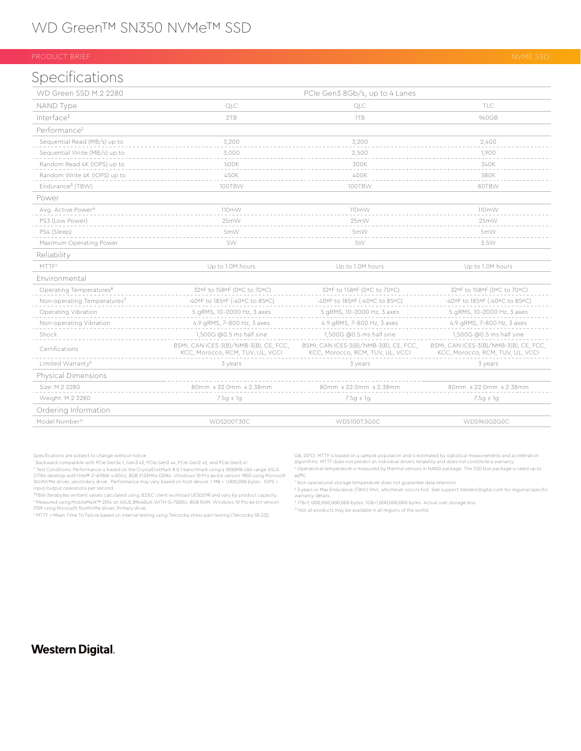# WD Green™ SN350 NVMe™ SSD

PRODUCT BRIEF — NVME SSD

## Specifications

| WD Green SSD M.2 2280 | PCIe Gen3 8Gb/s, up to 4 Lanes | | |
|---|---|---|---|
| NAND Type | QLC | QLC | TLC |
| Interface[1] | 2TB | 1TB | 960GB |
| **Performance[2]** | | | |
| Sequential Read (MB/s) up to | 3,200 | 3,200 | 2,400 |
| Sequential Write (MB/s) up to | 3,000 | 2,500 | 1,900 |
| Random Read 4K (IOPS) up to | 500K | 300K | 340K |
| Random Write 4K (IOPS) up to | 450K | 400K | 380K |
| Endurance[3] (TBW) | 100TBW | 100TBW | 80TBW |
| **Power** | | | |
| Avg. Active Power[4] | 110mW | 110mW | 110mW |
| PS3 (Low Power) | 25mW | 25mW | 25mW |
| PS4 (Sleep) | 5mW | 5mW | 5mW |
| Maximum Operating Power | 5W | 5W | 3.5W |
| **Reliability** | | | |
| MTTF[5] | Up to 1.0M hours | Up to 1.0M hours | Up to 1.0M hours |
| **Environmental** | | | |
| Operating Temperatures[6] | 32ºF to 158ºF (0ºC to 70ºC) | 32ºF to 158ºF (0ºC to 70ºC) | 32ºF to 158ºF (0ºC to 70ºC) |
| Non-operating Temperatures[7] | -40ºF to 185ºF (-40ºC to 85ºC) | -40ºF to 185ºF (-40ºC to 85ºC) | -40ºF to 185ºF (-40ºC to 85ºC) |
| Operating Vibration | 5 gRMS, 10–2000 Hz, 3 axes | 5 gRMS, 10–2000 Hz, 3 axes | 5 gRMS, 10–2000 Hz, 3 axes |
| Non-operating Vibration | 4.9 gRMS, 7–800 Hz, 3 axes | 4.9 gRMS, 7–800 Hz, 3 axes | 4.9 gRMS, 7–800 Hz, 3 axes |
| Shock | 1,500G @0.5 ms half sine | 1,500G @0.5 ms half sine | 1,500G @0.5 ms half sine |
| Certifications | BSMI, CAN ICES-3(B)/NMB-3(B), CE, FCC, KCC, Morocco, RCM, TUV, UL, VCCI | BSMI, CAN ICES-3(B)/NMB-3(B), CE, FCC, KCC, Morocco, RCM, TUV, UL, VCCI | BSMI, CAN ICES-3(B)/NMB-3(B), CE, FCC, KCC, Morocco, RCM, TUV, UL, VCCI |
| Limited Warranty[8] | 3 years | 3 years | 3 years |
| **Physical Dimensions** | | | |
| Size: M.2 2280 | 80mm x 22.0mm x 2.38mm | 80mm x 22.0mm x 2.38mm | 80mm x 22.0mm x 2.38mm |
| Weight: M.2 2280 | 7.5g ± 1g | 7.5g ± 1g | 7.5g ± 1g |
| **Ordering Information** | | | |
| Model Number[10] | WDS200T3OC | WDS100T3G0C | WDS960G2G0C |

Specifications are subject to change without notice

[1] Backward compatible with PCIe Gen3x 1, Gen3 x2, PCIe Gen2 x4, PCIe Gen2 x2, and PCIe Gen2 x1.

[2] Test Conditions: Performance is based on the CrystalDiskMark 8.0.1 benchmark using a 1000MB LBA range ASUS Z170A desktop with Intel® i7-6700K 4.0Ghz, 8GB 2133MHz DDR4. Windows 10 Pro 64-bit version 1903 using Microsoft StorNVMe driver, secondary drive. Performance may vary based on host device. 1 MB = 1,000,000 bytes. IOPS = input/output operations per second.

[3] TBW (terabytes written) values calculated using JEDEC client workload (JESD219) and vary by product capacity.

[4] Measured using MobileMark™ 2014 on ASUS B9440UA WITH I5-7200U, 8GB RAM. Windows 10 Pro 64-bit version 1709 using Microsoft StorNVMe driver, Primary drive.

[5] MTTF = Mean Time To Failure based on internal testing using Telcordia stress part testing (Telcordia SR-332, GB, 25°C). MTTF is based on a sample population and is estimated by statistical measurements and acceleration algorithms. MTTF does not predict an individual drive's reliability and does not constitute a warranty.

[6] Operational temperature is measured by thermal sensors in NAND package. The SSD box package is rated up to 60ºC.

[7] Non-operational storage temperature does not guarantee data retention.

[8] 3 years or Max Endurance (TBW) limit, whichever occurs first. See support.WesternDigital.com for regional specific warranty details.

[9] 1TB=1, 000,000,000,000 bytes. 1GB=1,000,000,000 bytes. Actual user storage less

[10] Not all products may be available in all regions of the world.

**Western Digital.**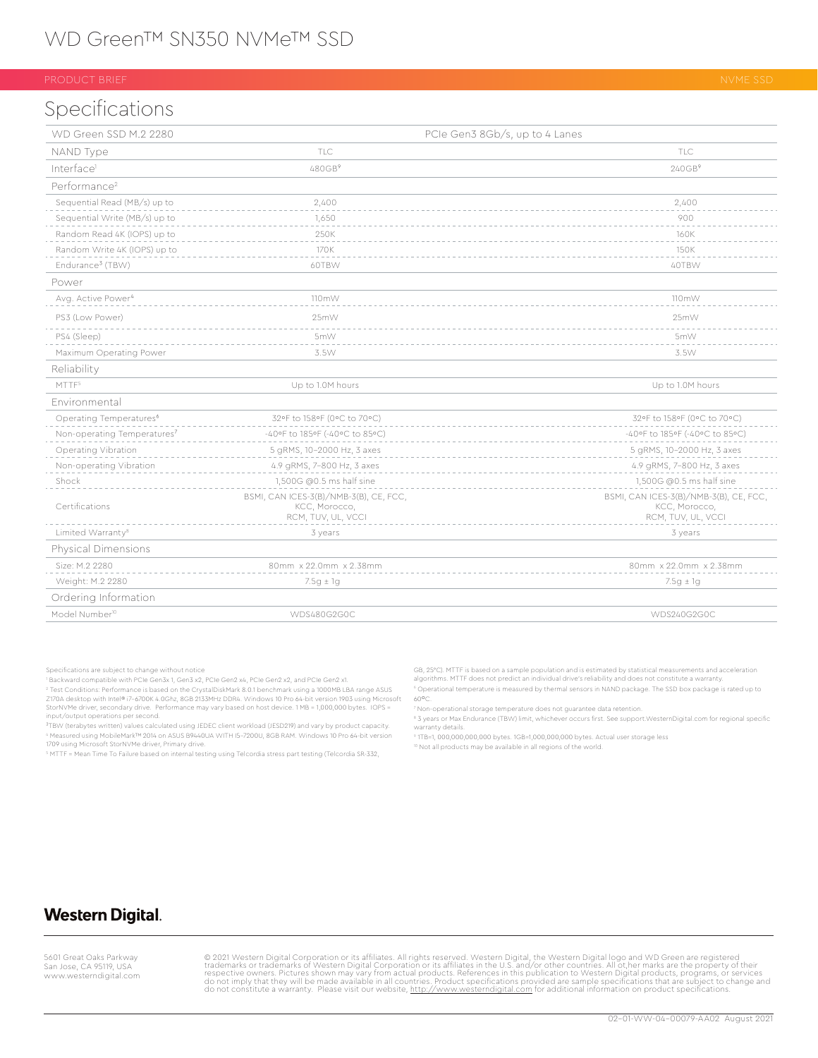# WD Green™ SN350 NVMe™ SSD

PRODUCT BRIEF

NVME SSD

## Specifications

| WD Green SSD M.2 2280 | PCIe Gen3 8Gb/s, up to 4 Lanes | |
|---|---|---|
| NAND Type | TLC | TLC |
| Interface[1] | 480GB[9] | 240GB[9] |
| **Performance[2]** | | |
| Sequential Read (MB/s) up to | 2,400 | 2,400 |
| Sequential Write (MB/s) up to | 1,650 | 900 |
| Random Read 4K (IOPS) up to | 250K | 160K |
| Random Write 4K (IOPS) up to | 170K | 150K |
| Endurance[3] (TBW) | 60TBW | 40TBW |
| **Power** | | |
| Avg. Active Power[4] | 110mW | 110mW |
| PS3 (Low Power) | 25mW | 25mW |
| PS4 (Sleep) | 5mW | 5mW |
| Maximum Operating Power | 3.5W | 3.5W |
| **Reliability** | | |
| MTTF[5] | Up to 1.0M hours | Up to 1.0M hours |
| **Environmental** | | |
| Operating Temperatures[6] | 32ºF to 158ºF (0ºC to 70ºC) | 32ºF to 158ºF (0ºC to 70ºC) |
| Non-operating Temperatures[7] | -40ºF to 185ºF (-40ºC to 85ºC) | -40ºF to 185ºF (-40ºC to 85ºC) |
| Operating Vibration | 5 gRMS, 10–2000 Hz, 3 axes | 5 gRMS, 10–2000 Hz, 3 axes |
| Non-operating Vibration | 4.9 gRMS, 7–800 Hz, 3 axes | 4.9 gRMS, 7–800 Hz, 3 axes |
| Shock | 1,500G @0.5 ms half sine | 1,500G @0.5 ms half sine |
| Certifications | BSMI, CAN ICES-3(B)/NMB-3(B), CE, FCC, KCC, Morocco, RCM, TUV, UL, VCCI | BSMI, CAN ICES-3(B)/NMB-3(B), CE, FCC, KCC, Morocco, RCM, TUV, UL, VCCI |
| Limited Warranty[8] | 3 years | 3 years |
| **Physical Dimensions** | | |
| Size: M.2 2280 | 80mm x 22.0mm x 2.38mm | 80mm x 22.0mm x 2.38mm |
| Weight: M.2 2280 | 7.5g ± 1g | 7.5g ± 1g |
| **Ordering Information** | | |
| Model Number[10] | WDS480G2G0C | WDS240G2G0C |

Specifications are subject to change without notice

[1] Backward compatible with PCIe Gen3x 1, Gen3 x2, PCIe Gen2 x4, PCIe Gen2 x2, and PCIe Gen2 x1.

[2] Test Conditions: Performance is based on the CrystalDiskMark 8.0.1 benchmark using a 1000MB LBA range ASUS Z170A desktop with Intel® i7-6700K 4.0Ghz, 8GB 2133MHz DDR4. Windows 10 Pro 64-bit version 1903 using Microsoft StorNVMe driver, secondary drive. Performance may vary based on host device. 1 MB = 1,000,000 bytes. IOPS = input/output operations per second.

[3] TBW (terabytes written) values calculated using JEDEC client workload (JESD219) and vary by product capacity.

[4] Measured using MobileMark™ 2014 on ASUS B9440UA WITH I5-7200U, 8GB RAM. Windows 10 Pro 64-bit version 1709 using Microsoft StorNVMe driver, Primary drive.

[5] MTTF = Mean Time To Failure based on internal testing using Telcordia stress part testing (Telcordia SR-332, GB, 25ºC). MTTF is based on a sample population and is estimated by statistical measurements and acceleration algorithms. MTTF does not predict an individual drive's reliability and does not constitute a warranty.

[6] Operational temperature is measured by thermal sensors in NAND package. The SSD box package is rated up to 60ºC.

[7] Non-operational storage temperature does not guarantee data retention.

[8] 3 years or Max Endurance (TBW) limit, whichever occurs first. See support.WesternDigital.com for regional specific warranty details.

[9] 1TB=1, 000,000,000,000 bytes. 1GB=1,000,000,000 bytes. Actual user storage less

[10] Not all products may be available in all regions of the world.

**Western Digital.**

5601 Great Oaks Parkway
San Jose, CA 95119, USA
www.westerndigital.com

© 2021 Western Digital Corporation or its affiliates. All rights reserved. Western Digital, the Western Digital logo and WD Green are registered trademarks or trademarks of Western Digital Corporation or its affiliates in the U.S. and/or other countries. All ot,her marks are the property of their respective owners. Pictures shown may vary from actual products. References in this publication to Western Digital products, programs, or services do not imply that they will be made available in all countries. Product specifications provided are sample specifications that are subject to change and do not constitute a warranty. Please visit our website, http://www.westerndigital.com for additional information on product specifications.

02-01-WW-04-00079-AA02 August 2021